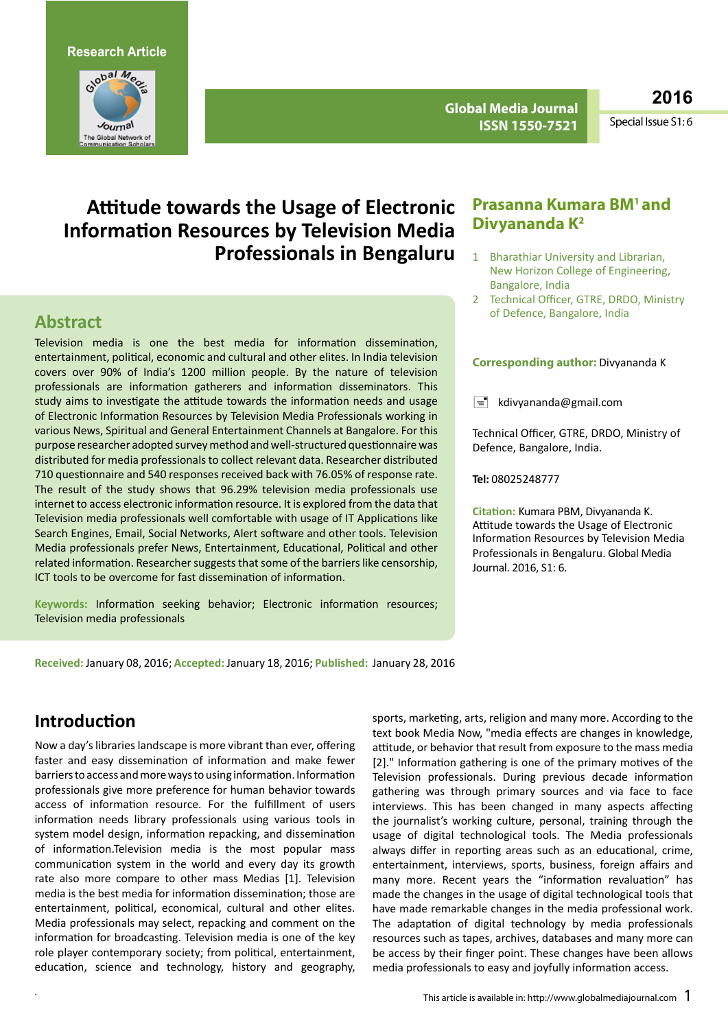Research Article

# Attitude towards the Usage of Electronic Information Resources by Television Media Professionals in Bengaluru

**Prasanna Kumara BM[1] and Divyananda K[2]**

1 Bharathiar University and Librarian, New Horizon College of Engineering, Bangalore, India

2 Technical Officer, GTRE, DRDO, Ministry of Defence, Bangalore, India

**Corresponding author:** Divyananda K

kdivyananda@gmail.com

Technical Officer, GTRE, DRDO, Ministry of Defence, Bangalore, India.

**Tel:** 08025248777

**Citation:** Kumara PBM, Divyananda K. Attitude towards the Usage of Electronic Information Resources by Television Media Professionals in Bengaluru. Global Media Journal. 2016, S1: 6.

## Abstract

Television media is one the best media for information dissemination, entertainment, political, economic and cultural and other elites. In India television covers over 90% of India's 1200 million people. By the nature of television professionals are information gatherers and information disseminators. This study aims to investigate the attitude towards the information needs and usage of Electronic Information Resources by Television Media Professionals working in various News, Spiritual and General Entertainment Channels at Bangalore. For this purpose researcher adopted survey method and well-structured questionnaire was distributed for media professionals to collect relevant data. Researcher distributed 710 questionnaire and 540 responses received back with 76.05% of response rate. The result of the study shows that 96.29% television media professionals use internet to access electronic information resource. It is explored from the data that Television media professionals well comfortable with usage of IT Applications like Search Engines, Email, Social Networks, Alert software and other tools. Television Media professionals prefer News, Entertainment, Educational, Political and other related information. Researcher suggests that some of the barriers like censorship, ICT tools to be overcome for fast dissemination of information.

**Keywords:** Information seeking behavior; Electronic information resources; Television media professionals

**Received:** January 08, 2016; **Accepted:** January 18, 2016; **Published:** January 28, 2016

## Introduction

Now a day's libraries landscape is more vibrant than ever, offering faster and easy dissemination of information and make fewer barriers to access and more ways to using information. Information professionals give more preference for human behavior towards access of information resource. For the fulfillment of users information needs library professionals using various tools in system model design, information repacking, and dissemination of information.Television media is the most popular mass communication system in the world and every day its growth rate also more compare to other mass Medias [1]. Television media is the best media for information dissemination; those are entertainment, political, economical, cultural and other elites. Media professionals may select, repacking and comment on the information for broadcasting. Television media is one of the key role player contemporary society; from political, entertainment, education, science and technology, history and geography, sports, marketing, arts, religion and many more. According to the text book Media Now, "media effects are changes in knowledge, attitude, or behavior that result from exposure to the mass media [2]." Information gathering is one of the primary motives of the Television professionals. During previous decade information gathering was through primary sources and via face to face interviews. This has been changed in many aspects affecting the journalist's working culture, personal, training through the usage of digital technological tools. The Media professionals always differ in reporting areas such as an educational, crime, entertainment, interviews, sports, business, foreign affairs and many more. Recent years the "information revaluation" has made the changes in the usage of digital technological tools that have made remarkable changes in the media professional work. The adaptation of digital technology by media professionals resources such as tapes, archives, databases and many more can be access by their finger point. These changes have been allows media professionals to easy and joyfully information access.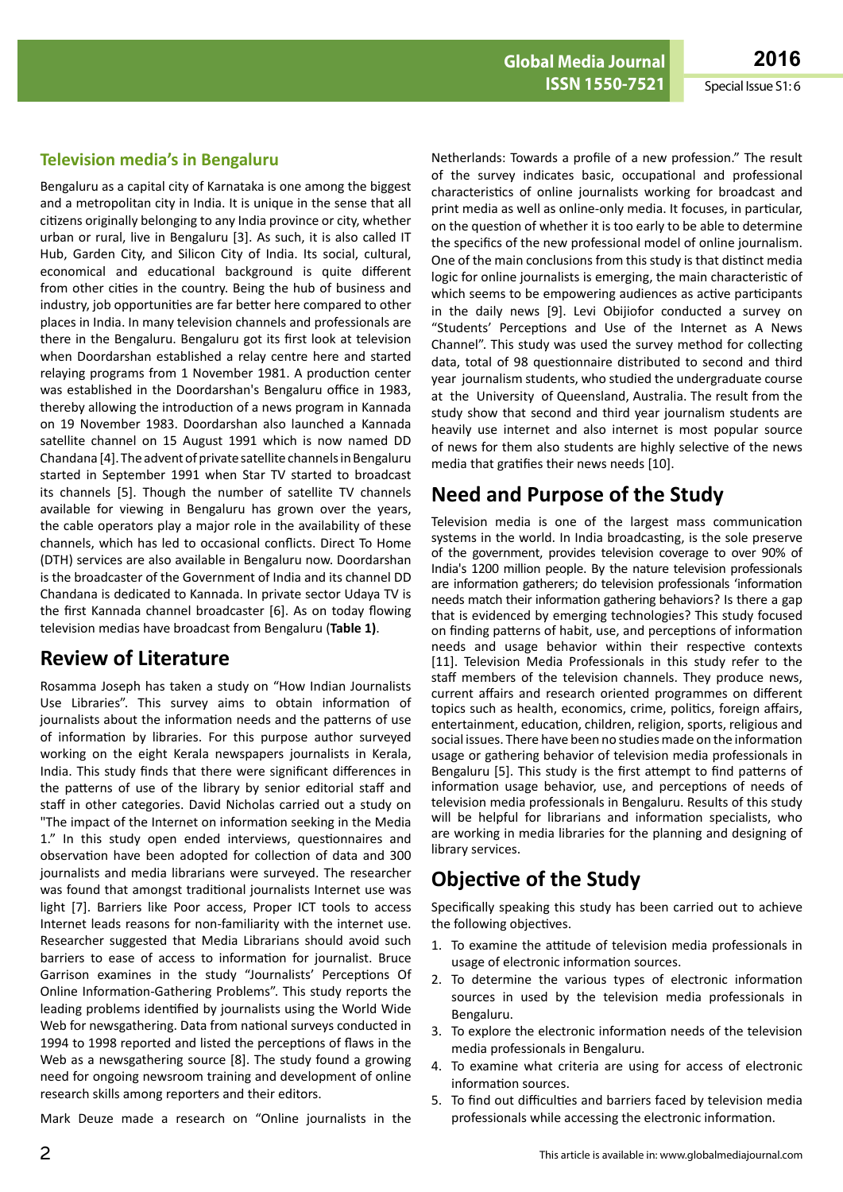### Television media's in Bengaluru

Bengaluru as a capital city of Karnataka is one among the biggest and a metropolitan city in India. It is unique in the sense that all citizens originally belonging to any India province or city, whether urban or rural, live in Bengaluru [3]. As such, it is also called IT Hub, Garden City, and Silicon City of India. Its social, cultural, economical and educational background is quite different from other cities in the country. Being the hub of business and industry, job opportunities are far better here compared to other places in India. In many television channels and professionals are there in the Bengaluru. Bengaluru got its first look at television when Doordarshan established a relay centre here and started relaying programs from 1 November 1981. A production center was established in the Doordarshan's Bengaluru office in 1983, thereby allowing the introduction of a news program in Kannada on 19 November 1983. Doordarshan also launched a Kannada satellite channel on 15 August 1991 which is now named DD Chandana [4]. The advent of private satellite channels in Bengaluru started in September 1991 when Star TV started to broadcast its channels [5]. Though the number of satellite TV channels available for viewing in Bengaluru has grown over the years, the cable operators play a major role in the availability of these channels, which has led to occasional conflicts. Direct To Home (DTH) services are also available in Bengaluru now. Doordarshan is the broadcaster of the Government of India and its channel DD Chandana is dedicated to Kannada. In private sector Udaya TV is the first Kannada channel broadcaster [6]. As on today flowing television medias have broadcast from Bengaluru (**Table 1**).

## Review of Literature

Rosamma Joseph has taken a study on "How Indian Journalists Use Libraries". This survey aims to obtain information of journalists about the information needs and the patterns of use of information by libraries. For this purpose author surveyed working on the eight Kerala newspapers journalists in Kerala, India. This study finds that there were significant differences in the patterns of use of the library by senior editorial staff and staff in other categories. David Nicholas carried out a study on "The impact of the Internet on information seeking in the Media 1." In this study open ended interviews, questionnaires and observation have been adopted for collection of data and 300 journalists and media librarians were surveyed. The researcher was found that amongst traditional journalists Internet use was light [7]. Barriers like Poor access, Proper ICT tools to access Internet leads reasons for non-familiarity with the internet use. Researcher suggested that Media Librarians should avoid such barriers to ease of access to information for journalist. Bruce Garrison examines in the study "Journalists' Perceptions Of Online Information-Gathering Problems". This study reports the leading problems identified by journalists using the World Wide Web for newsgathering. Data from national surveys conducted in 1994 to 1998 reported and listed the perceptions of flaws in the Web as a newsgathering source [8]. The study found a growing need for ongoing newsroom training and development of online research skills among reporters and their editors.

Mark Deuze made a research on "Online journalists in the Netherlands: Towards a profile of a new profession." The result of the survey indicates basic, occupational and professional characteristics of online journalists working for broadcast and print media as well as online-only media. It focuses, in particular, on the question of whether it is too early to be able to determine the specifics of the new professional model of online journalism. One of the main conclusions from this study is that distinct media logic for online journalists is emerging, the main characteristic of which seems to be empowering audiences as active participants in the daily news [9]. Levi Obijiofor conducted a survey on "Students' Perceptions and Use of the Internet as A News Channel". This study was used the survey method for collecting data, total of 98 questionnaire distributed to second and third year journalism students, who studied the undergraduate course at the University of Queensland, Australia. The result from the study show that second and third year journalism students are heavily use internet and also internet is most popular source of news for them also students are highly selective of the news media that gratifies their news needs [10].

## Need and Purpose of the Study

Television media is one of the largest mass communication systems in the world. In India broadcasting, is the sole preserve of the government, provides television coverage to over 90% of India's 1200 million people. By the nature television professionals are information gatherers; do television professionals 'information needs match their information gathering behaviors? Is there a gap that is evidenced by emerging technologies? This study focused on finding patterns of habit, use, and perceptions of information needs and usage behavior within their respective contexts [11]. Television Media Professionals in this study refer to the staff members of the television channels. They produce news, current affairs and research oriented programmes on different topics such as health, economics, crime, politics, foreign affairs, entertainment, education, children, religion, sports, religious and social issues. There have been no studies made on the information usage or gathering behavior of television media professionals in Bengaluru [5]. This study is the first attempt to find patterns of information usage behavior, use, and perceptions of needs of television media professionals in Bengaluru. Results of this study will be helpful for librarians and information specialists, who are working in media libraries for the planning and designing of library services.

## Objective of the Study

Specifically speaking this study has been carried out to achieve the following objectives.

1. To examine the attitude of television media professionals in usage of electronic information sources.
2. To determine the various types of electronic information sources in used by the television media professionals in Bengaluru.
3. To explore the electronic information needs of the television media professionals in Bengaluru.
4. To examine what criteria are using for access of electronic information sources.
5. To find out difficulties and barriers faced by television media professionals while accessing the electronic information.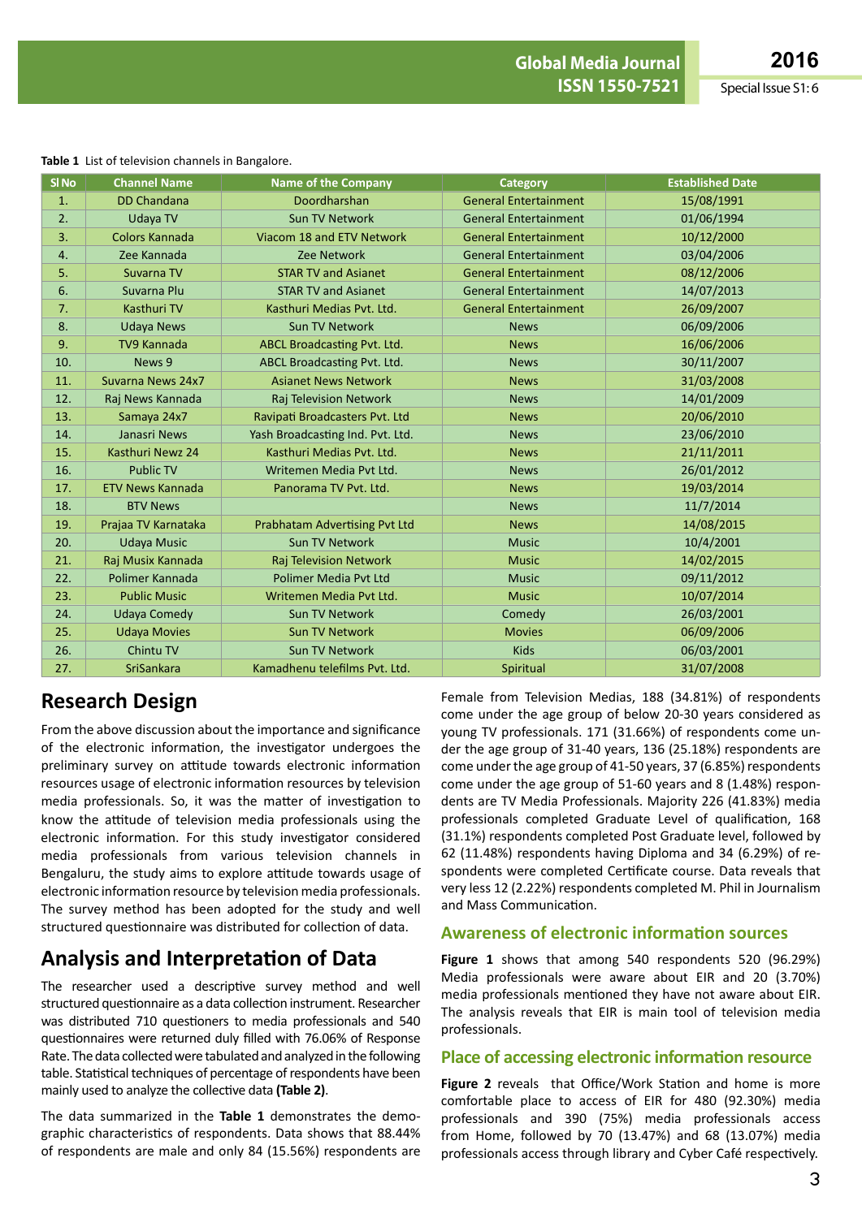**Table 1** List of television channels in Bangalore.

| Sl No | Channel Name | Name of the Company | Category | Established Date |
|---|---|---|---|---|
| 1. | DD Chandana | Doordharshan | General Entertainment | 15/08/1991 |
| 2. | Udaya TV | Sun TV Network | General Entertainment | 01/06/1994 |
| 3. | Colors Kannada | Viacom 18 and ETV Network | General Entertainment | 10/12/2000 |
| 4. | Zee Kannada | Zee Network | General Entertainment | 03/04/2006 |
| 5. | Suvarna TV | STAR TV and Asianet | General Entertainment | 08/12/2006 |
| 6. | Suvarna Plu | STAR TV and Asianet | General Entertainment | 14/07/2013 |
| 7. | Kasthuri TV | Kasthuri Medias Pvt. Ltd. | General Entertainment | 26/09/2007 |
| 8. | Udaya News | Sun TV Network | News | 06/09/2006 |
| 9. | TV9 Kannada | ABCL Broadcasting Pvt. Ltd. | News | 16/06/2006 |
| 10. | News 9 | ABCL Broadcasting Pvt. Ltd. | News | 30/11/2007 |
| 11. | Suvarna News 24x7 | Asianet News Network | News | 31/03/2008 |
| 12. | Raj News Kannada | Raj Television Network | News | 14/01/2009 |
| 13. | Samaya 24x7 | Ravipati Broadcasters Pvt. Ltd | News | 20/06/2010 |
| 14. | Janasri News | Yash Broadcasting Ind. Pvt. Ltd. | News | 23/06/2010 |
| 15. | Kasthuri Newz 24 | Kasthuri Medias Pvt. Ltd. | News | 21/11/2011 |
| 16. | Public TV | Writemen Media Pvt Ltd. | News | 26/01/2012 |
| 17. | ETV News Kannada | Panorama TV Pvt. Ltd. | News | 19/03/2014 |
| 18. | BTV News | | News | 11/7/2014 |
| 19. | Prajaa TV Karnataka | Prabhatam Advertising Pvt Ltd | News | 14/08/2015 |
| 20. | Udaya Music | Sun TV Network | Music | 10/4/2001 |
| 21. | Raj Musix Kannada | Raj Television Network | Music | 14/02/2015 |
| 22. | Polimer Kannada | Polimer Media Pvt Ltd | Music | 09/11/2012 |
| 23. | Public Music | Writemen Media Pvt Ltd. | Music | 10/07/2014 |
| 24. | Udaya Comedy | Sun TV Network | Comedy | 26/03/2001 |
| 25. | Udaya Movies | Sun TV Network | Movies | 06/09/2006 |
| 26. | Chintu TV | Sun TV Network | Kids | 06/03/2001 |
| 27. | SriSankara | Kamadhenu telefilms Pvt. Ltd. | Spiritual | 31/07/2008 |

## Research Design

From the above discussion about the importance and significance of the electronic information, the investigator undergoes the preliminary survey on attitude towards electronic information resources usage of electronic information resources by television media professionals. So, it was the matter of investigation to know the attitude of television media professionals using the electronic information. For this study investigator considered media professionals from various television channels in Bengaluru, the study aims to explore attitude towards usage of electronic information resource by television media professionals. The survey method has been adopted for the study and well structured questionnaire was distributed for collection of data.

## Analysis and Interpretation of Data

The researcher used a descriptive survey method and well structured questionnaire as a data collection instrument. Researcher was distributed 710 questioners to media professionals and 540 questionnaires were returned duly filled with 76.06% of Response Rate. The data collected were tabulated and analyzed in the following table. Statistical techniques of percentage of respondents have been mainly used to analyze the collective data **(Table 2)**.

The data summarized in the **Table 1** demonstrates the demographic characteristics of respondents. Data shows that 88.44% of respondents are male and only 84 (15.56%) respondents are Female from Television Medias, 188 (34.81%) of respondents come under the age group of below 20-30 years considered as young TV professionals. 171 (31.66%) of respondents come under the age group of 31-40 years, 136 (25.18%) respondents are come under the age group of 41-50 years, 37 (6.85%) respondents come under the age group of 51-60 years and 8 (1.48%) respondents are TV Media Professionals. Majority 226 (41.83%) media professionals completed Graduate Level of qualification, 168 (31.1%) respondents completed Post Graduate level, followed by 62 (11.48%) respondents having Diploma and 34 (6.29%) of respondents were completed Certificate course. Data reveals that very less 12 (2.22%) respondents completed M. Phil in Journalism and Mass Communication.

### Awareness of electronic information sources

**Figure 1** shows that among 540 respondents 520 (96.29%) Media professionals were aware about EIR and 20 (3.70%) media professionals mentioned they have not aware about EIR. The analysis reveals that EIR is main tool of television media professionals.

### Place of accessing electronic information resource

**Figure 2** reveals that Office/Work Station and home is more comfortable place to access of EIR for 480 (92.30%) media professionals and 390 (75%) media professionals access from Home, followed by 70 (13.47%) and 68 (13.07%) media professionals access through library and Cyber Café respectively.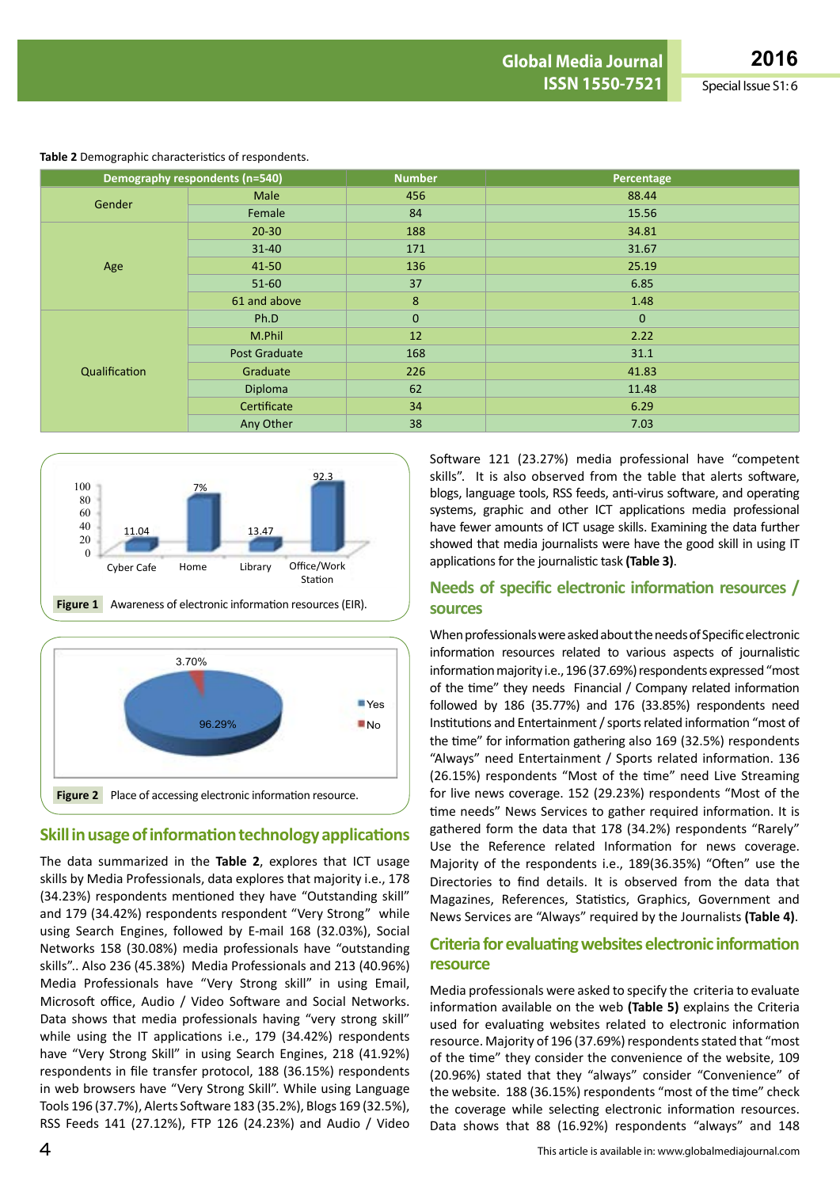**Table 2** Demographic characteristics of respondents.

| Demography respondents (n=540) | | Number | Percentage |
|---|---|---|---|
| Gender | Male | 456 | 88.44 |
| | Female | 84 | 15.56 |
| Age | 20-30 | 188 | 34.81 |
| | 31-40 | 171 | 31.67 |
| | 41-50 | 136 | 25.19 |
| | 51-60 | 37 | 6.85 |
| | 61 and above | 8 | 1.48 |
| Qualification | Ph.D | 0 | 0 |
| | M.Phil | 12 | 2.22 |
| | Post Graduate | 168 | 31.1 |
| | Graduate | 226 | 41.83 |
| | Diploma | 62 | 11.48 |
| | Certificate | 34 | 6.29 |
| | Any Other | 38 | 7.03 |

**Figure 1** Awareness of electronic information resources (EIR).

**Figure 2** Place of accessing electronic information resource.

## Skill in usage of information technology applications

The data summarized in the **Table 2**, explores that ICT usage skills by Media Professionals, data explores that majority i.e., 178 (34.23%) respondents mentioned they have "Outstanding skill" and 179 (34.42%) respondents respondent "Very Strong" while using Search Engines, followed by E-mail 168 (32.03%), Social Networks 158 (30.08%) media professionals have "outstanding skills".. Also 236 (45.38%) Media Professionals and 213 (40.96%) Media Professionals have "Very Strong skill" in using Email, Microsoft office, Audio / Video Software and Social Networks. Data shows that media professionals having "very strong skill" while using the IT applications i.e., 179 (34.42%) respondents have "Very Strong Skill" in using Search Engines, 218 (41.92%) respondents in file transfer protocol, 188 (36.15%) respondents in web browsers have "Very Strong Skill". While using Language Tools 196 (37.7%), Alerts Software 183 (35.2%), Blogs 169 (32.5%), RSS Feeds 141 (27.12%), FTP 126 (24.23%) and Audio / Video Software 121 (23.27%) media professional have "competent skills". It is also observed from the table that alerts software, blogs, language tools, RSS feeds, anti-virus software, and operating systems, graphic and other ICT applications media professional have fewer amounts of ICT usage skills. Examining the data further showed that media journalists were have the good skill in using IT applications for the journalistic task **(Table 3)**.

## Needs of specific electronic information resources / sources

When professionals were asked about the needs of Specific electronic information resources related to various aspects of journalistic information majority i.e., 196 (37.69%) respondents expressed "most of the time" they needs Financial / Company related information followed by 186 (35.77%) and 176 (33.85%) respondents need Institutions and Entertainment / sports related information "most of the time" for information gathering also 169 (32.5%) respondents "Always" need Entertainment / Sports related information. 136 (26.15%) respondents "Most of the time" need Live Streaming for live news coverage. 152 (29.23%) respondents "Most of the time needs" News Services to gather required information. It is gathered form the data that 178 (34.2%) respondents "Rarely" Use the Reference related Information for news coverage. Majority of the respondents i.e., 189(36.35%) "Often" use the Directories to find details. It is observed from the data that Magazines, References, Statistics, Graphics, Government and News Services are "Always" required by the Journalists **(Table 4)**.

## Criteria for evaluating websites electronic information resource

Media professionals were asked to specify the criteria to evaluate information available on the web **(Table 5)** explains the Criteria used for evaluating websites related to electronic information resource. Majority of 196 (37.69%) respondents stated that "most of the time" they consider the convenience of the website, 109 (20.96%) stated that they "always" consider "Convenience" of the website. 188 (36.15%) respondents "most of the time" check the coverage while selecting electronic information resources. Data shows that 88 (16.92%) respondents "always" and 148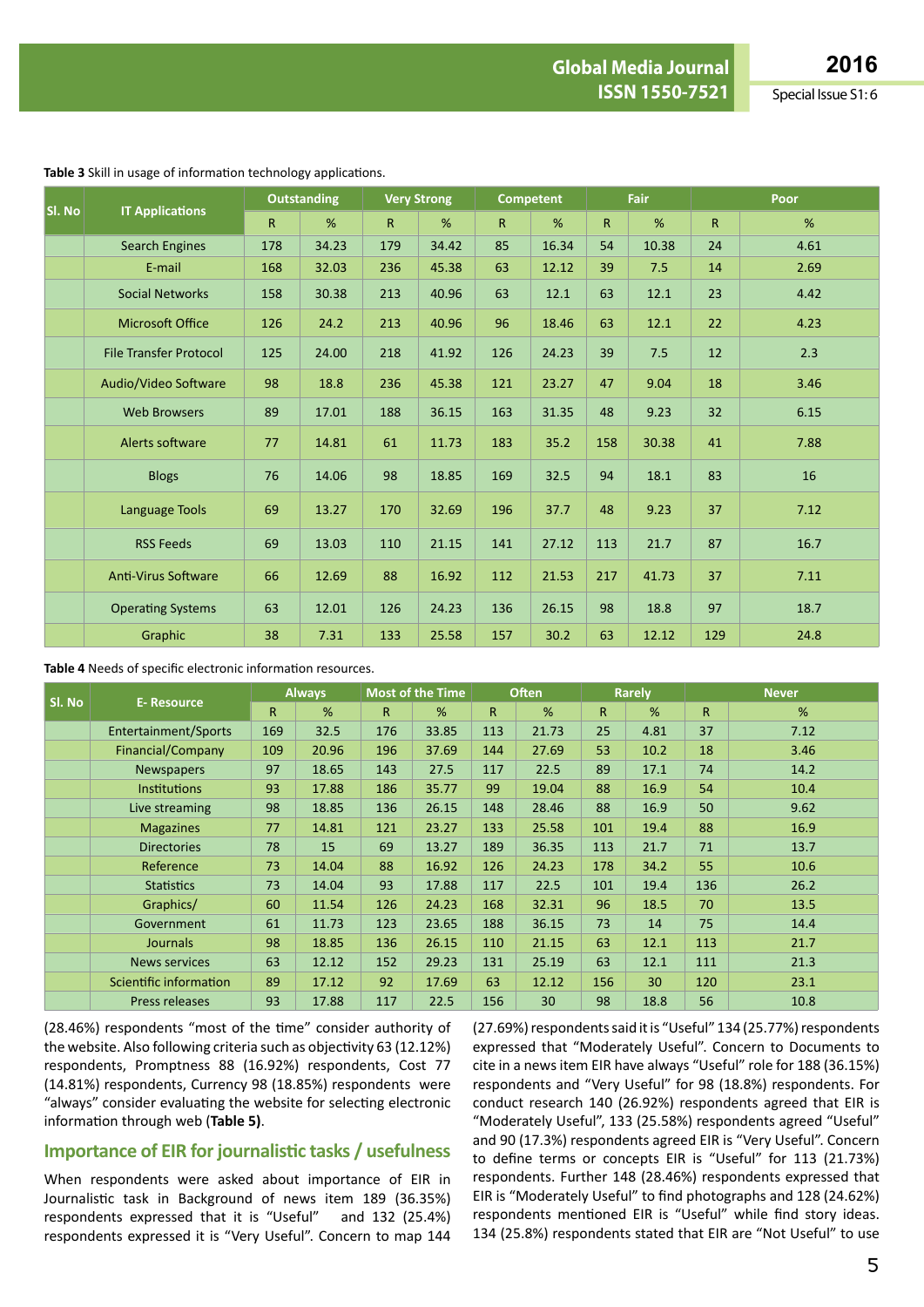**Table 3** Skill in usage of information technology applications.

| Sl. No | IT Applications | Outstanding | | Very Strong | | Competent | | Fair | | Poor | |
|---|---|---|---|---|---|---|---|---|---|---|---|
| | | R | % | R | % | R | % | R | % | R | % |
| | Search Engines | 178 | 34.23 | 179 | 34.42 | 85 | 16.34 | 54 | 10.38 | 24 | 4.61 |
| | E-mail | 168 | 32.03 | 236 | 45.38 | 63 | 12.12 | 39 | 7.5 | 14 | 2.69 |
| | Social Networks | 158 | 30.38 | 213 | 40.96 | 63 | 12.1 | 63 | 12.1 | 23 | 4.42 |
| | Microsoft Office | 126 | 24.2 | 213 | 40.96 | 96 | 18.46 | 63 | 12.1 | 22 | 4.23 |
| | File Transfer Protocol | 125 | 24.00 | 218 | 41.92 | 126 | 24.23 | 39 | 7.5 | 12 | 2.3 |
| | Audio/Video Software | 98 | 18.8 | 236 | 45.38 | 121 | 23.27 | 47 | 9.04 | 18 | 3.46 |
| | Web Browsers | 89 | 17.01 | 188 | 36.15 | 163 | 31.35 | 48 | 9.23 | 32 | 6.15 |
| | Alerts software | 77 | 14.81 | 61 | 11.73 | 183 | 35.2 | 158 | 30.38 | 41 | 7.88 |
| | Blogs | 76 | 14.06 | 98 | 18.85 | 169 | 32.5 | 94 | 18.1 | 83 | 16 |
| | Language Tools | 69 | 13.27 | 170 | 32.69 | 196 | 37.7 | 48 | 9.23 | 37 | 7.12 |
| | RSS Feeds | 69 | 13.03 | 110 | 21.15 | 141 | 27.12 | 113 | 21.7 | 87 | 16.7 |
| | Anti-Virus Software | 66 | 12.69 | 88 | 16.92 | 112 | 21.53 | 217 | 41.73 | 37 | 7.11 |
| | Operating Systems | 63 | 12.01 | 126 | 24.23 | 136 | 26.15 | 98 | 18.8 | 97 | 18.7 |
| | Graphic | 38 | 7.31 | 133 | 25.58 | 157 | 30.2 | 63 | 12.12 | 129 | 24.8 |

**Table 4** Needs of specific electronic information resources.

| Sl. No | E- Resource | Always | | Most of the Time | | Often | | Rarely | | Never | |
|---|---|---|---|---|---|---|---|---|---|---|---|
| | | R | % | R | % | R | % | R | % | R | % |
| | Entertainment/Sports | 169 | 32.5 | 176 | 33.85 | 113 | 21.73 | 25 | 4.81 | 37 | 7.12 |
| | Financial/Company | 109 | 20.96 | 196 | 37.69 | 144 | 27.69 | 53 | 10.2 | 18 | 3.46 |
| | Newspapers | 97 | 18.65 | 143 | 27.5 | 117 | 22.5 | 89 | 17.1 | 74 | 14.2 |
| | Institutions | 93 | 17.88 | 186 | 35.77 | 99 | 19.04 | 88 | 16.9 | 54 | 10.4 |
| | Live streaming | 98 | 18.85 | 136 | 26.15 | 148 | 28.46 | 88 | 16.9 | 50 | 9.62 |
| | Magazines | 77 | 14.81 | 121 | 23.27 | 133 | 25.58 | 101 | 19.4 | 88 | 16.9 |
| | Directories | 78 | 15 | 69 | 13.27 | 189 | 36.35 | 113 | 21.7 | 71 | 13.7 |
| | Reference | 73 | 14.04 | 88 | 16.92 | 126 | 24.23 | 178 | 34.2 | 55 | 10.6 |
| | Statistics | 73 | 14.04 | 93 | 17.88 | 117 | 22.5 | 101 | 19.4 | 136 | 26.2 |
| | Graphics/ | 60 | 11.54 | 126 | 24.23 | 168 | 32.31 | 96 | 18.5 | 70 | 13.5 |
| | Government | 61 | 11.73 | 123 | 23.65 | 188 | 36.15 | 73 | 14 | 75 | 14.4 |
| | Journals | 98 | 18.85 | 136 | 26.15 | 110 | 21.15 | 63 | 12.1 | 113 | 21.7 |
| | News services | 63 | 12.12 | 152 | 29.23 | 131 | 25.19 | 63 | 12.1 | 111 | 21.3 |
| | Scientific information | 89 | 17.12 | 92 | 17.69 | 63 | 12.12 | 156 | 30 | 120 | 23.1 |
| | Press releases | 93 | 17.88 | 117 | 22.5 | 156 | 30 | 98 | 18.8 | 56 | 10.8 |

(28.46%) respondents "most of the time" consider authority of the website. Also following criteria such as objectivity 63 (12.12%) respondents, Promptness 88 (16.92%) respondents, Cost 77 (14.81%) respondents, Currency 98 (18.85%) respondents were "always" consider evaluating the website for selecting electronic information through web (**Table 5**).

## Importance of EIR for journalistic tasks / usefulness

When respondents were asked about importance of EIR in Journalistic task in Background of news item 189 (36.35%) respondents expressed that it is "Useful" and 132 (25.4%) respondents expressed it is "Very Useful". Concern to map 144 (27.69%) respondents said it is "Useful" 134 (25.77%) respondents expressed that "Moderately Useful". Concern to Documents to cite in a news item EIR have always "Useful" role for 188 (36.15%) respondents and "Very Useful" for 98 (18.8%) respondents. For conduct research 140 (26.92%) respondents agreed that EIR is "Moderately Useful", 133 (25.58%) respondents agreed "Useful" and 90 (17.3%) respondents agreed EIR is "Very Useful". Concern to define terms or concepts EIR is "Useful" for 113 (21.73%) respondents. Further 148 (28.46%) respondents expressed that EIR is "Moderately Useful" to find photographs and 128 (24.62%) respondents mentioned EIR is "Useful" while find story ideas. 134 (25.8%) respondents stated that EIR are "Not Useful" to use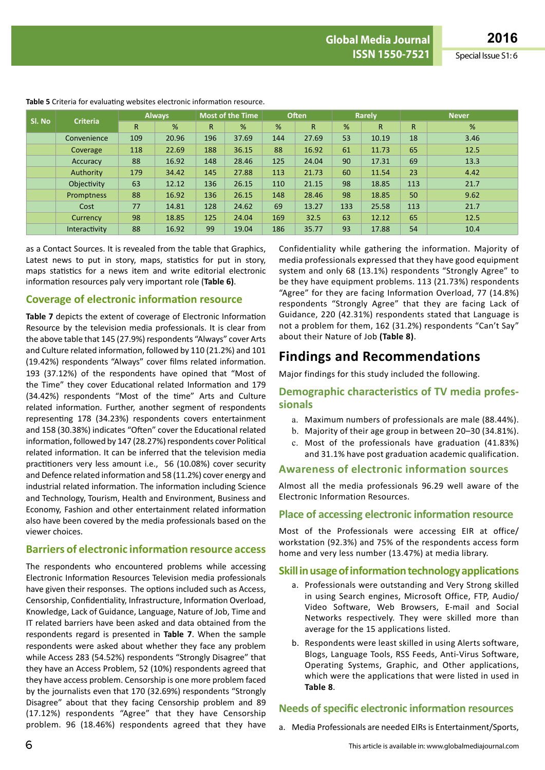**Table 5** Criteria for evaluating websites electronic information resource.

| Sl. No | Criteria | Always | | Most of the Time | | Often | | Rarely | | Never | |
|---|---|---|---|---|---|---|---|---|---|---|---|
| | | R | % | R | % | % | R | % | R | R | % |
| | Convenience | 109 | 20.96 | 196 | 37.69 | 144 | 27.69 | 53 | 10.19 | 18 | 3.46 |
| | Coverage | 118 | 22.69 | 188 | 36.15 | 88 | 16.92 | 61 | 11.73 | 65 | 12.5 |
| | Accuracy | 88 | 16.92 | 148 | 28.46 | 125 | 24.04 | 90 | 17.31 | 69 | 13.3 |
| | Authority | 179 | 34.42 | 145 | 27.88 | 113 | 21.73 | 60 | 11.54 | 23 | 4.42 |
| | Objectivity | 63 | 12.12 | 136 | 26.15 | 110 | 21.15 | 98 | 18.85 | 113 | 21.7 |
| | Promptness | 88 | 16.92 | 136 | 26.15 | 148 | 28.46 | 98 | 18.85 | 50 | 9.62 |
| | Cost | 77 | 14.81 | 128 | 24.62 | 69 | 13.27 | 133 | 25.58 | 113 | 21.7 |
| | Currency | 98 | 18.85 | 125 | 24.04 | 169 | 32.5 | 63 | 12.12 | 65 | 12.5 |
| | Interactivity | 88 | 16.92 | 99 | 19.04 | 186 | 35.77 | 93 | 17.88 | 54 | 10.4 |

as a Contact Sources. It is revealed from the table that Graphics, Latest news to put in story, maps, statistics for put in story, maps statistics for a news item and write editorial electronic information resources paly very important role (**Table 6**).

## Coverage of electronic information resource

**Table 7** depicts the extent of coverage of Electronic Information Resource by the television media professionals. It is clear from the above table that 145 (27.9%) respondents "Always" cover Arts and Culture related information, followed by 110 (21.2%) and 101 (19.42%) respondents "Always" cover films related information. 193 (37.12%) of the respondents have opined that "Most of the Time" they cover Educational related Information and 179 (34.42%) respondents "Most of the time" Arts and Culture related information. Further, another segment of respondents representing 178 (34.23%) respondents covers entertainment and 158 (30.38%) indicates "Often" cover the Educational related information, followed by 147 (28.27%) respondents cover Political related information. It can be inferred that the television media practitioners very less amount i.e., 56 (10.08%) cover security and Defence related information and 58 (11.2%) cover energy and industrial related information. The information including Science and Technology, Tourism, Health and Environment, Business and Economy, Fashion and other entertainment related information also have been covered by the media professionals based on the viewer choices.

## Barriers of electronic information resource access

The respondents who encountered problems while accessing Electronic Information Resources Television media professionals have given their responses. The options included such as Access, Censorship, Confidentiality, Infrastructure, Information Overload, Knowledge, Lack of Guidance, Language, Nature of Job, Time and IT related barriers have been asked and data obtained from the respondents regard is presented in **Table 7**. When the sample respondents were asked about whether they face any problem while Access 283 (54.52%) respondents "Strongly Disagree" that they have an Access Problem, 52 (10%) respondents agreed that they have access problem. Censorship is one more problem faced by the journalists even that 170 (32.69%) respondents "Strongly Disagree" about that they facing Censorship problem and 89 (17.12%) respondents "Agree" that they have Censorship problem. 96 (18.46%) respondents agreed that they have Confidentiality while gathering the information. Majority of media professionals expressed that they have good equipment system and only 68 (13.1%) respondents "Strongly Agree" to be they have equipment problems. 113 (21.73%) respondents "Agree" for they are facing Information Overload, 77 (14.8%) respondents "Strongly Agree" that they are facing Lack of Guidance, 220 (42.31%) respondents stated that Language is not a problem for them, 162 (31.2%) respondents "Can't Say" about their Nature of Job **(Table 8)**.

# Findings and Recommendations

Major findings for this study included the following.

## Demographic characteristics of TV media professionals

a. Maximum numbers of professionals are male (88.44%).
b. Majority of their age group in between 20–30 (34.81%).
c. Most of the professionals have graduation (41.83%) and 31.1% have post graduation academic qualification.

## Awareness of electronic information sources

Almost all the media professionals 96.29 well aware of the Electronic Information Resources.

## Place of accessing electronic information resource

Most of the Professionals were accessing EIR at office/workstation (92.3%) and 75% of the respondents access form home and very less number (13.47%) at media library.

## Skill in usage of information technology applications

a. Professionals were outstanding and Very Strong skilled in using Search engines, Microsoft Office, FTP, Audio/Video Software, Web Browsers, E-mail and Social Networks respectively. They were skilled more than average for the 15 applications listed.
b. Respondents were least skilled in using Alerts software, Blogs, Language Tools, RSS Feeds, Anti-Virus Software, Operating Systems, Graphic, and Other applications, which were the applications that were listed in used in **Table 8**.

## Needs of specific electronic information resources

a. Media Professionals are needed EIRs is Entertainment/Sports,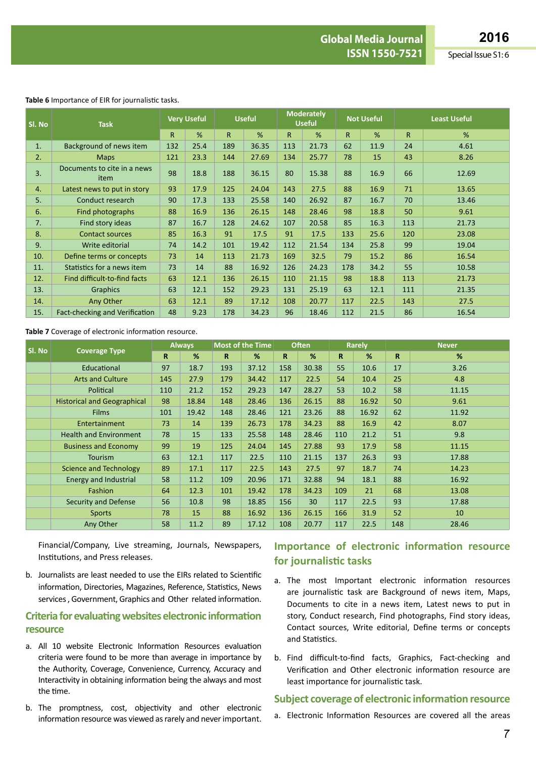**Table 6** Importance of EIR for journalistic tasks.

| Sl. No | Task | Very Useful | | Useful | | Moderately Useful | | Not Useful | | Least Useful | |
|---|---|---|---|---|---|---|---|---|---|---|---|
| | | R | % | R | % | R | % | R | % | R | % |
| 1. | Background of news item | 132 | 25.4 | 189 | 36.35 | 113 | 21.73 | 62 | 11.9 | 24 | 4.61 |
| 2. | Maps | 121 | 23.3 | 144 | 27.69 | 134 | 25.77 | 78 | 15 | 43 | 8.26 |
| 3. | Documents to cite in a news item | 98 | 18.8 | 188 | 36.15 | 80 | 15.38 | 88 | 16.9 | 66 | 12.69 |
| 4. | Latest news to put in story | 93 | 17.9 | 125 | 24.04 | 143 | 27.5 | 88 | 16.9 | 71 | 13.65 |
| 5. | Conduct research | 90 | 17.3 | 133 | 25.58 | 140 | 26.92 | 87 | 16.7 | 70 | 13.46 |
| 6. | Find photographs | 88 | 16.9 | 136 | 26.15 | 148 | 28.46 | 98 | 18.8 | 50 | 9.61 |
| 7. | Find story ideas | 87 | 16.7 | 128 | 24.62 | 107 | 20.58 | 85 | 16.3 | 113 | 21.73 |
| 8. | Contact sources | 85 | 16.3 | 91 | 17.5 | 91 | 17.5 | 133 | 25.6 | 120 | 23.08 |
| 9. | Write editorial | 74 | 14.2 | 101 | 19.42 | 112 | 21.54 | 134 | 25.8 | 99 | 19.04 |
| 10. | Define terms or concepts | 73 | 14 | 113 | 21.73 | 169 | 32.5 | 79 | 15.2 | 86 | 16.54 |
| 11. | Statistics for a news item | 73 | 14 | 88 | 16.92 | 126 | 24.23 | 178 | 34.2 | 55 | 10.58 |
| 12. | Find difficult-to-find facts | 63 | 12.1 | 136 | 26.15 | 110 | 21.15 | 98 | 18.8 | 113 | 21.73 |
| 13. | Graphics | 63 | 12.1 | 152 | 29.23 | 131 | 25.19 | 63 | 12.1 | 111 | 21.35 |
| 14. | Any Other | 63 | 12.1 | 89 | 17.12 | 108 | 20.77 | 117 | 22.5 | 143 | 27.5 |
| 15. | Fact-checking and Verification | 48 | 9.23 | 178 | 34.23 | 96 | 18.46 | 112 | 21.5 | 86 | 16.54 |

**Table 7** Coverage of electronic information resource.

| Sl. No | Coverage Type | Always | | Most of the Time | | Often | | Rarely | | Never | |
|---|---|---|---|---|---|---|---|---|---|---|---|
| | | R | % | R | % | R | % | R | % | R | % |
| | Educational | 97 | 18.7 | 193 | 37.12 | 158 | 30.38 | 55 | 10.6 | 17 | 3.26 |
| | Arts and Culture | 145 | 27.9 | 179 | 34.42 | 117 | 22.5 | 54 | 10.4 | 25 | 4.8 |
| | Political | 110 | 21.2 | 152 | 29.23 | 147 | 28.27 | 53 | 10.2 | 58 | 11.15 |
| | Historical and Geographical | 98 | 18.84 | 148 | 28.46 | 136 | 26.15 | 88 | 16.92 | 50 | 9.61 |
| | Films | 101 | 19.42 | 148 | 28.46 | 121 | 23.26 | 88 | 16.92 | 62 | 11.92 |
| | Entertainment | 73 | 14 | 139 | 26.73 | 178 | 34.23 | 88 | 16.9 | 42 | 8.07 |
| | Health and Environment | 78 | 15 | 133 | 25.58 | 148 | 28.46 | 110 | 21.2 | 51 | 9.8 |
| | Business and Economy | 99 | 19 | 125 | 24.04 | 145 | 27.88 | 93 | 17.9 | 58 | 11.15 |
| | Tourism | 63 | 12.1 | 117 | 22.5 | 110 | 21.15 | 137 | 26.3 | 93 | 17.88 |
| | Science and Technology | 89 | 17.1 | 117 | 22.5 | 143 | 27.5 | 97 | 18.7 | 74 | 14.23 |
| | Energy and Industrial | 58 | 11.2 | 109 | 20.96 | 171 | 32.88 | 94 | 18.1 | 88 | 16.92 |
| | Fashion | 64 | 12.3 | 101 | 19.42 | 178 | 34.23 | 109 | 21 | 68 | 13.08 |
| | Security and Defense | 56 | 10.8 | 98 | 18.85 | 156 | 30 | 117 | 22.5 | 93 | 17.88 |
| | Sports | 78 | 15 | 88 | 16.92 | 136 | 26.15 | 166 | 31.9 | 52 | 10 |
| | Any Other | 58 | 11.2 | 89 | 17.12 | 108 | 20.77 | 117 | 22.5 | 148 | 28.46 |

Financial/Company, Live streaming, Journals, Newspapers, Institutions, and Press releases.

b. Journalists are least needed to use the EIRs related to Scientific information, Directories, Magazines, Reference, Statistics, News services , Government, Graphics and Other related information.

## Criteria for evaluating websites electronic information resource

a. All 10 website Electronic Information Resources evaluation criteria were found to be more than average in importance by the Authority, Coverage, Convenience, Currency, Accuracy and Interactivity in obtaining information being the always and most the time.

b. The promptness, cost, objectivity and other electronic information resource was viewed as rarely and never important.

## Importance of electronic information resource for journalistic tasks

a. The most Important electronic information resources are journalistic task are Background of news item, Maps, Documents to cite in a news item, Latest news to put in story, Conduct research, Find photographs, Find story ideas, Contact sources, Write editorial, Define terms or concepts and Statistics.

b. Find difficult-to-find facts, Graphics, Fact-checking and Verification and Other electronic information resource are least importance for journalistic task.

## Subject coverage of electronic information resource

a. Electronic Information Resources are covered all the areas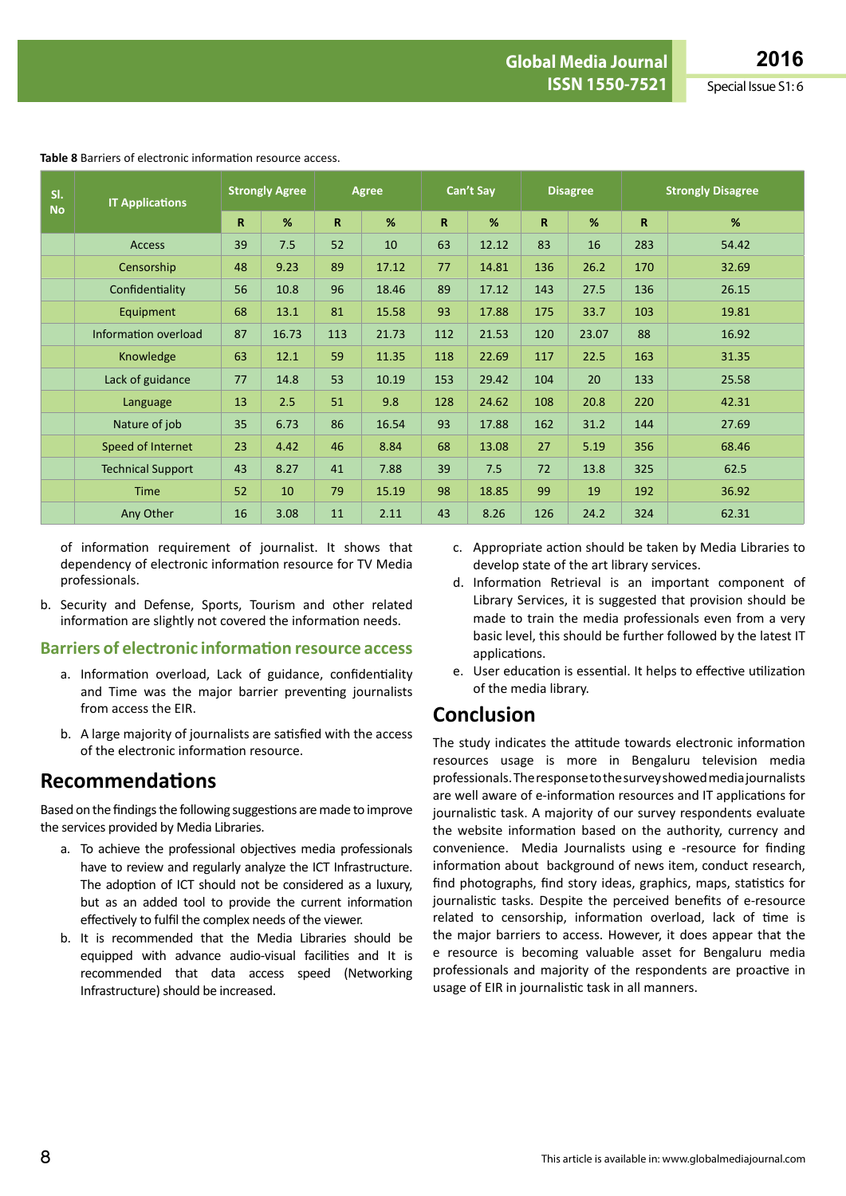**Table 8** Barriers of electronic information resource access.

| Sl. No | IT Applications | Strongly Agree | | Agree | | Can't Say | | Disagree | | Strongly Disagree | |
|---|---|---|---|---|---|---|---|---|---|---|---|
| | | R | % | R | % | R | % | R | % | R | % |
| | Access | 39 | 7.5 | 52 | 10 | 63 | 12.12 | 83 | 16 | 283 | 54.42 |
| | Censorship | 48 | 9.23 | 89 | 17.12 | 77 | 14.81 | 136 | 26.2 | 170 | 32.69 |
| | Confidentiality | 56 | 10.8 | 96 | 18.46 | 89 | 17.12 | 143 | 27.5 | 136 | 26.15 |
| | Equipment | 68 | 13.1 | 81 | 15.58 | 93 | 17.88 | 175 | 33.7 | 103 | 19.81 |
| | Information overload | 87 | 16.73 | 113 | 21.73 | 112 | 21.53 | 120 | 23.07 | 88 | 16.92 |
| | Knowledge | 63 | 12.1 | 59 | 11.35 | 118 | 22.69 | 117 | 22.5 | 163 | 31.35 |
| | Lack of guidance | 77 | 14.8 | 53 | 10.19 | 153 | 29.42 | 104 | 20 | 133 | 25.58 |
| | Language | 13 | 2.5 | 51 | 9.8 | 128 | 24.62 | 108 | 20.8 | 220 | 42.31 |
| | Nature of job | 35 | 6.73 | 86 | 16.54 | 93 | 17.88 | 162 | 31.2 | 144 | 27.69 |
| | Speed of Internet | 23 | 4.42 | 46 | 8.84 | 68 | 13.08 | 27 | 5.19 | 356 | 68.46 |
| | Technical Support | 43 | 8.27 | 41 | 7.88 | 39 | 7.5 | 72 | 13.8 | 325 | 62.5 |
| | Time | 52 | 10 | 79 | 15.19 | 98 | 18.85 | 99 | 19 | 192 | 36.92 |
| | Any Other | 16 | 3.08 | 11 | 2.11 | 43 | 8.26 | 126 | 24.2 | 324 | 62.31 |

of information requirement of journalist. It shows that dependency of electronic information resource for TV Media professionals.

b. Security and Defense, Sports, Tourism and other related information are slightly not covered the information needs.

### Barriers of electronic information resource access

a. Information overload, Lack of guidance, confidentiality and Time was the major barrier preventing journalists from access the EIR.

b. A large majority of journalists are satisfied with the access of the electronic information resource.

## Recommendations

Based on the findings the following suggestions are made to improve the services provided by Media Libraries.

a. To achieve the professional objectives media professionals have to review and regularly analyze the ICT Infrastructure. The adoption of ICT should not be considered as a luxury, but as an added tool to provide the current information effectively to fulfil the complex needs of the viewer.

b. It is recommended that the Media Libraries should be equipped with advance audio-visual facilities and It is recommended that data access speed (Networking Infrastructure) should be increased.

c. Appropriate action should be taken by Media Libraries to develop state of the art library services.

d. Information Retrieval is an important component of Library Services, it is suggested that provision should be made to train the media professionals even from a very basic level, this should be further followed by the latest IT applications.

e. User education is essential. It helps to effective utilization of the media library.

## Conclusion

The study indicates the attitude towards electronic information resources usage is more in Bengaluru television media professionals. The response to the survey showed media journalists are well aware of e-information resources and IT applications for journalistic task. A majority of our survey respondents evaluate the website information based on the authority, currency and convenience. Media Journalists using e -resource for finding information about background of news item, conduct research, find photographs, find story ideas, graphics, maps, statistics for journalistic tasks. Despite the perceived benefits of e-resource related to censorship, information overload, lack of time is the major barriers to access. However, it does appear that the e resource is becoming valuable asset for Bengaluru media professionals and majority of the respondents are proactive in usage of EIR in journalistic task in all manners.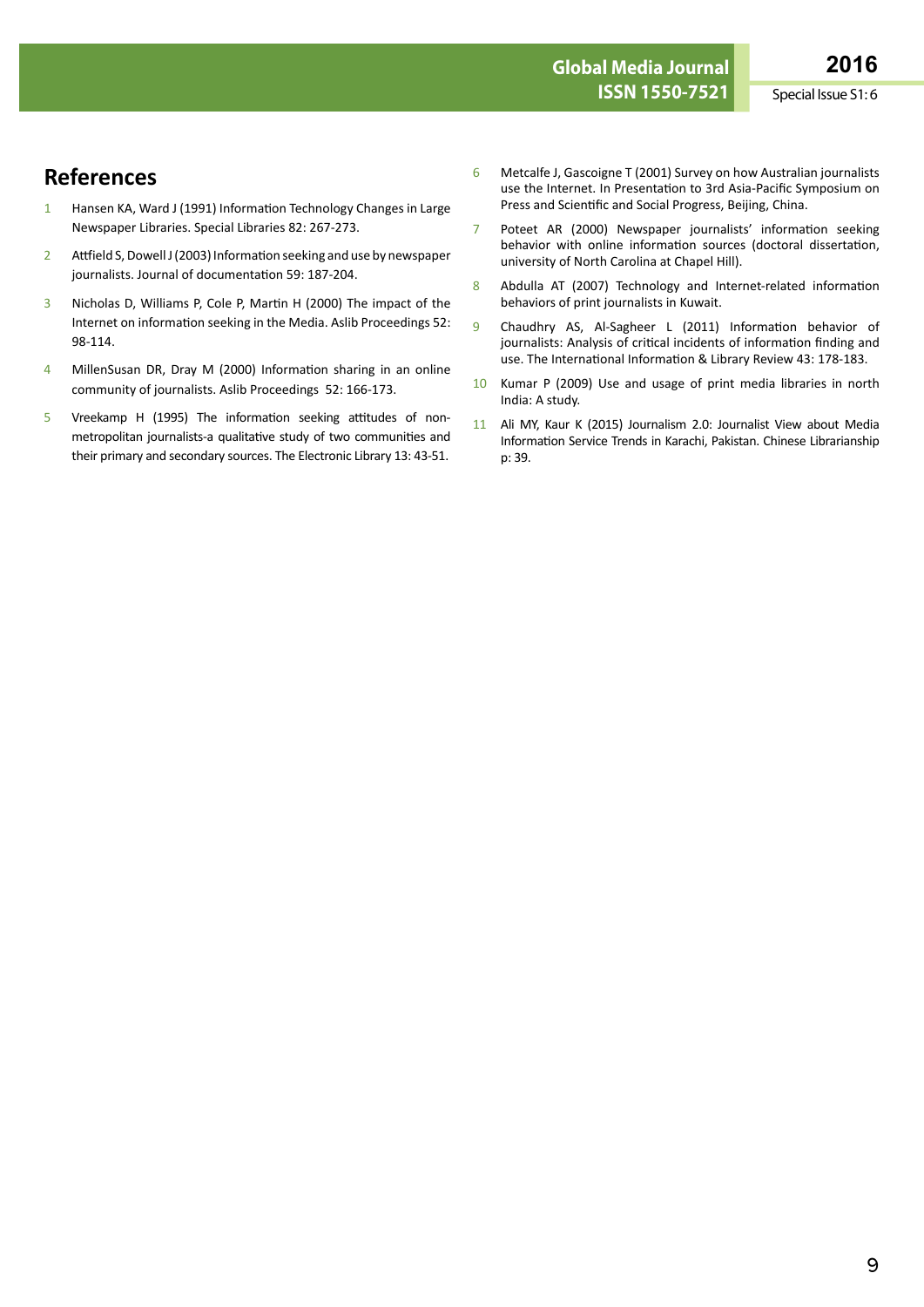## References

1. Hansen KA, Ward J (1991) Information Technology Changes in Large Newspaper Libraries. Special Libraries 82: 267-273.
2. Attfield S, Dowell J (2003) Information seeking and use by newspaper journalists. Journal of documentation 59: 187-204.
3. Nicholas D, Williams P, Cole P, Martin H (2000) The impact of the Internet on information seeking in the Media. Aslib Proceedings 52: 98-114.
4. MillenSusan DR, Dray M (2000) Information sharing in an online community of journalists. Aslib Proceedings 52: 166-173.
5. Vreekamp H (1995) The information seeking attitudes of non-metropolitan journalists-a qualitative study of two communities and their primary and secondary sources. The Electronic Library 13: 43-51.
6. Metcalfe J, Gascoigne T (2001) Survey on how Australian journalists use the Internet. In Presentation to 3rd Asia-Pacific Symposium on Press and Scientific and Social Progress, Beijing, China.
7. Poteet AR (2000) Newspaper journalists' information seeking behavior with online information sources (doctoral dissertation, university of North Carolina at Chapel Hill).
8. Abdulla AT (2007) Technology and Internet-related information behaviors of print journalists in Kuwait.
9. Chaudhry AS, Al-Sagheer L (2011) Information behavior of journalists: Analysis of critical incidents of information finding and use. The International Information & Library Review 43: 178-183.
10. Kumar P (2009) Use and usage of print media libraries in north India: A study.
11. Ali MY, Kaur K (2015) Journalism 2.0: Journalist View about Media Information Service Trends in Karachi, Pakistan. Chinese Librarianship p: 39.